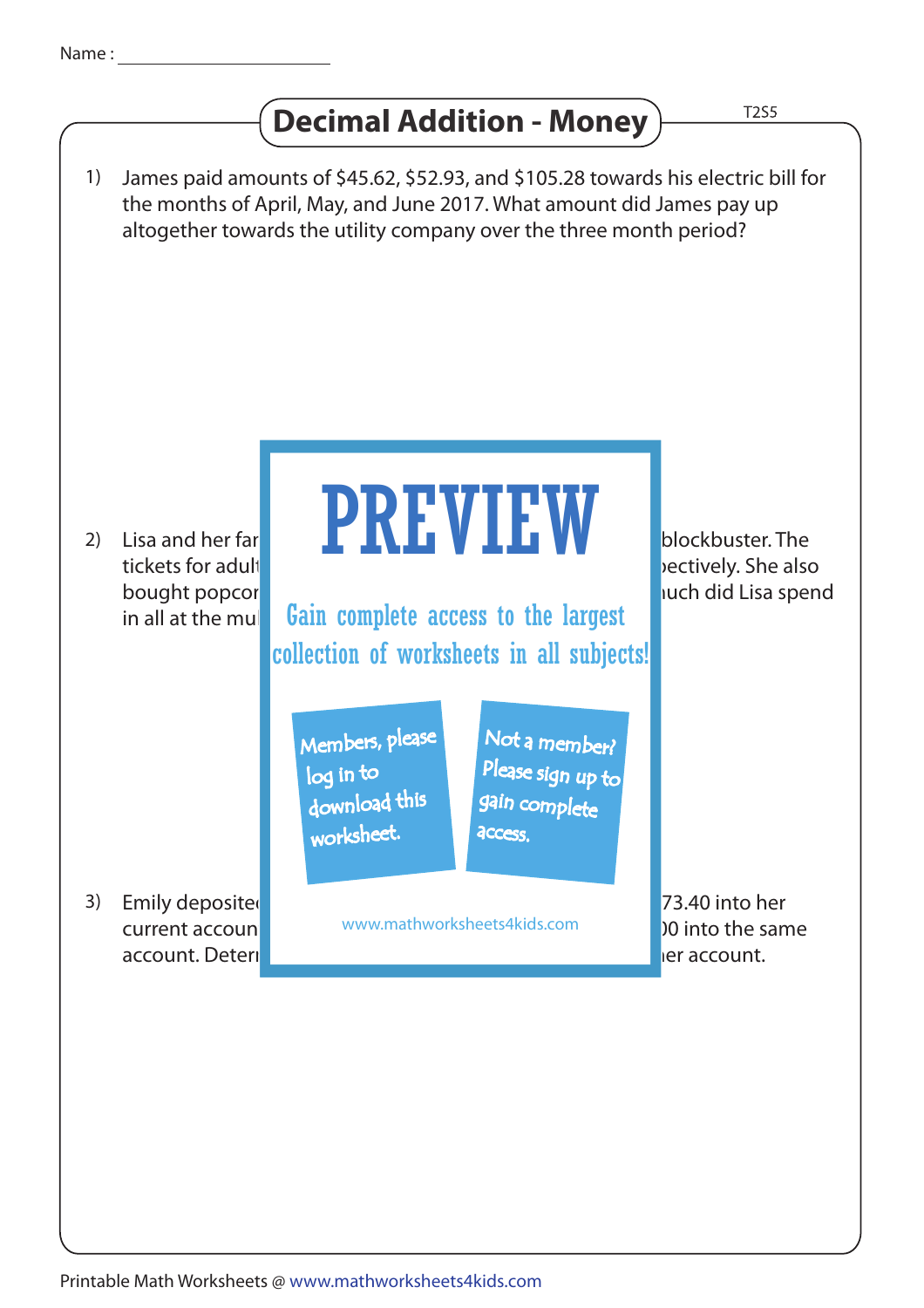Name : ____________________

# Decimal Addition - Money

T2S5

1) James paid amounts of $45.62, $52.93, and $105.28 towards his electric bill for the months of April, May, and June 2017. What amount did James pay up altogether towards the utility company over the three month period?

2) Lisa and her far blockbuster. The tickets for adult ectively. She also bought popcor uch did Lisa spend in all at the mu

PREVIEW

Gain complete access to the largest collection of worksheets in all subjects!

Members, please log in to download this worksheet.

Not a member? Please sign up to gain complete access.

www.mathworksheets4kids.com

3) Emily deposite 73.40 into her current accoun 0 into the same account. Deter er account.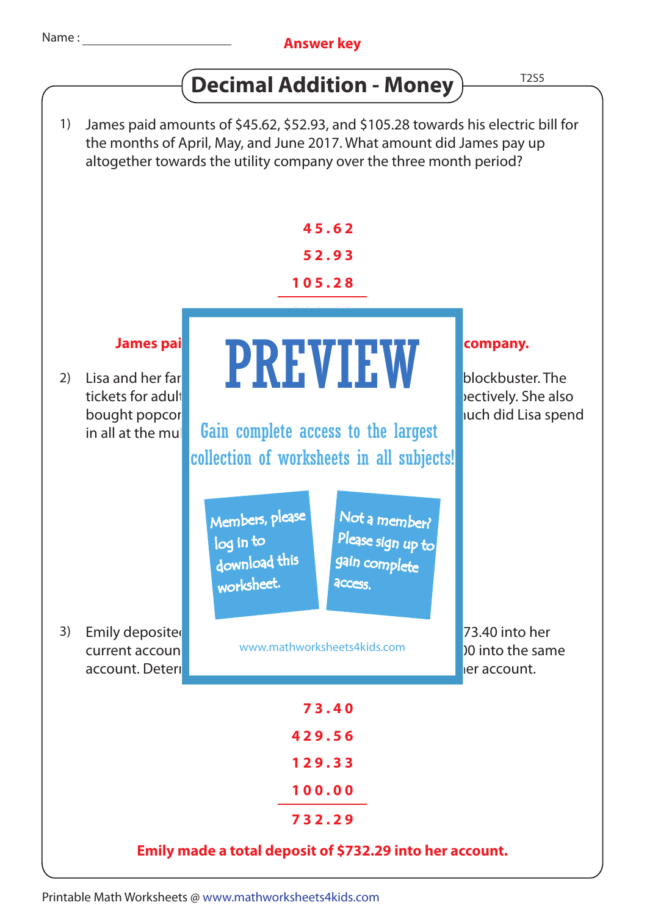Name :

**Answer key**

# Decimal Addition - Money

T2S5

1) James paid amounts of $45.62, $52.93, and $105.28 towards his electric bill for the months of April, May, and June 2017. What amount did James pay up altogether towards the utility company over the three month period?

**45.62**
**52.93**
**105.28**

**James pai** ... **company.**

2) Lisa and her far ... blockbuster. The tickets for adult ... ectively. She also bought popcor ... uch did Lisa spend in all at the mu

PREVIEW

Gain complete access to the largest collection of worksheets in all subjects!

Members, please log in to download this worksheet.

Not a member? Please sign up to gain complete access.

www.mathworksheets4kids.com

3) Emily deposite ... 73.40 into her current accoun ... 0 into the same account. Deter ... er account.

**73.40**
**429.56**
**129.33**
**100.00**

**732.29**

**Emily made a total deposit of $732.29 into her account.**